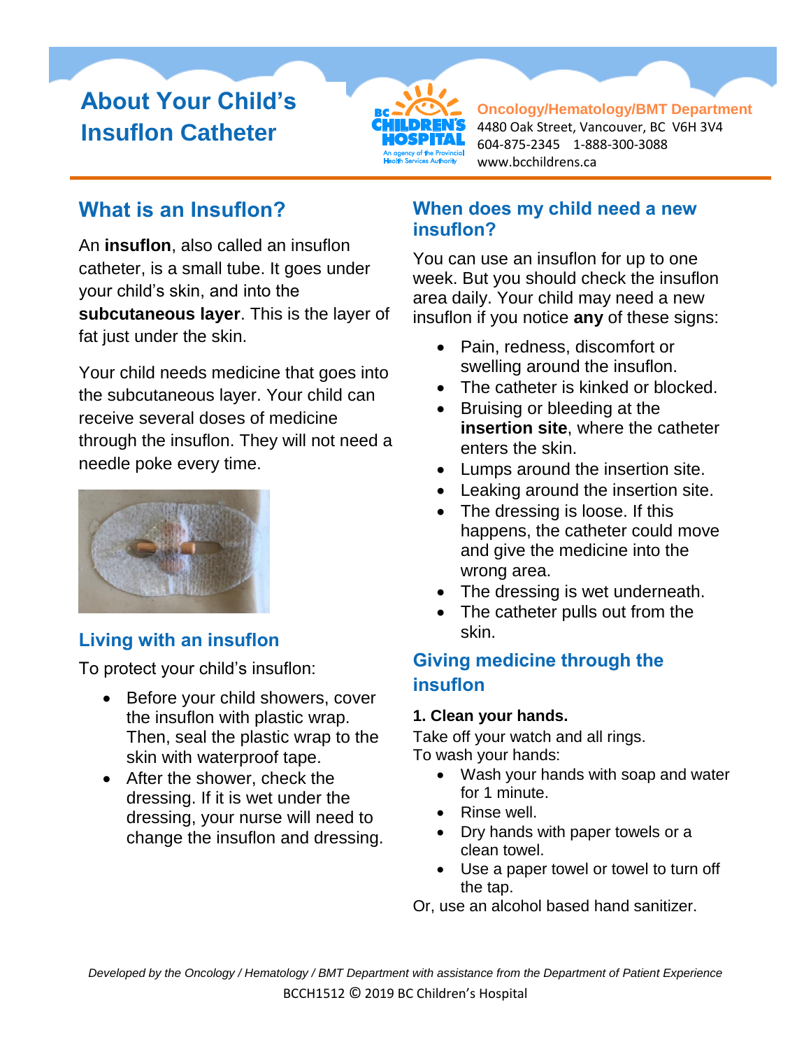# About Your Child's Insuflon Catheter

**Oncology/Hematology/BMT Department**
4480 Oak Street, Vancouver, BC V6H 3V4
604-875-2345 1-888-300-3088
www.bcchildrens.ca

## What is an Insuflon?

An **insuflon**, also called an insuflon catheter, is a small tube. It goes under your child's skin, and into the **subcutaneous layer**. This is the layer of fat just under the skin.

Your child needs medicine that goes into the subcutaneous layer. Your child can receive several doses of medicine through the insuflon. They will not need a needle poke every time.

## Living with an insuflon

To protect your child's insuflon:

- Before your child showers, cover the insuflon with plastic wrap. Then, seal the plastic wrap to the skin with waterproof tape.
- After the shower, check the dressing. If it is wet under the dressing, your nurse will need to change the insuflon and dressing.

## When does my child need a new insuflon?

You can use an insuflon for up to one week. But you should check the insuflon area daily. Your child may need a new insuflon if you notice **any** of these signs:

- Pain, redness, discomfort or swelling around the insuflon.
- The catheter is kinked or blocked.
- Bruising or bleeding at the **insertion site**, where the catheter enters the skin.
- Lumps around the insertion site.
- Leaking around the insertion site.
- The dressing is loose. If this happens, the catheter could move and give the medicine into the wrong area.
- The dressing is wet underneath.
- The catheter pulls out from the skin.

## Giving medicine through the insuflon

**1. Clean your hands.**

Take off your watch and all rings.
To wash your hands:

- Wash your hands with soap and water for 1 minute.
- Rinse well.
- Dry hands with paper towels or a clean towel.
- Use a paper towel or towel to turn off the tap.

Or, use an alcohol based hand sanitizer.

*Developed by the Oncology / Hematology / BMT Department with assistance from the Department of Patient Experience*
BCCH1512 © 2019 BC Children's Hospital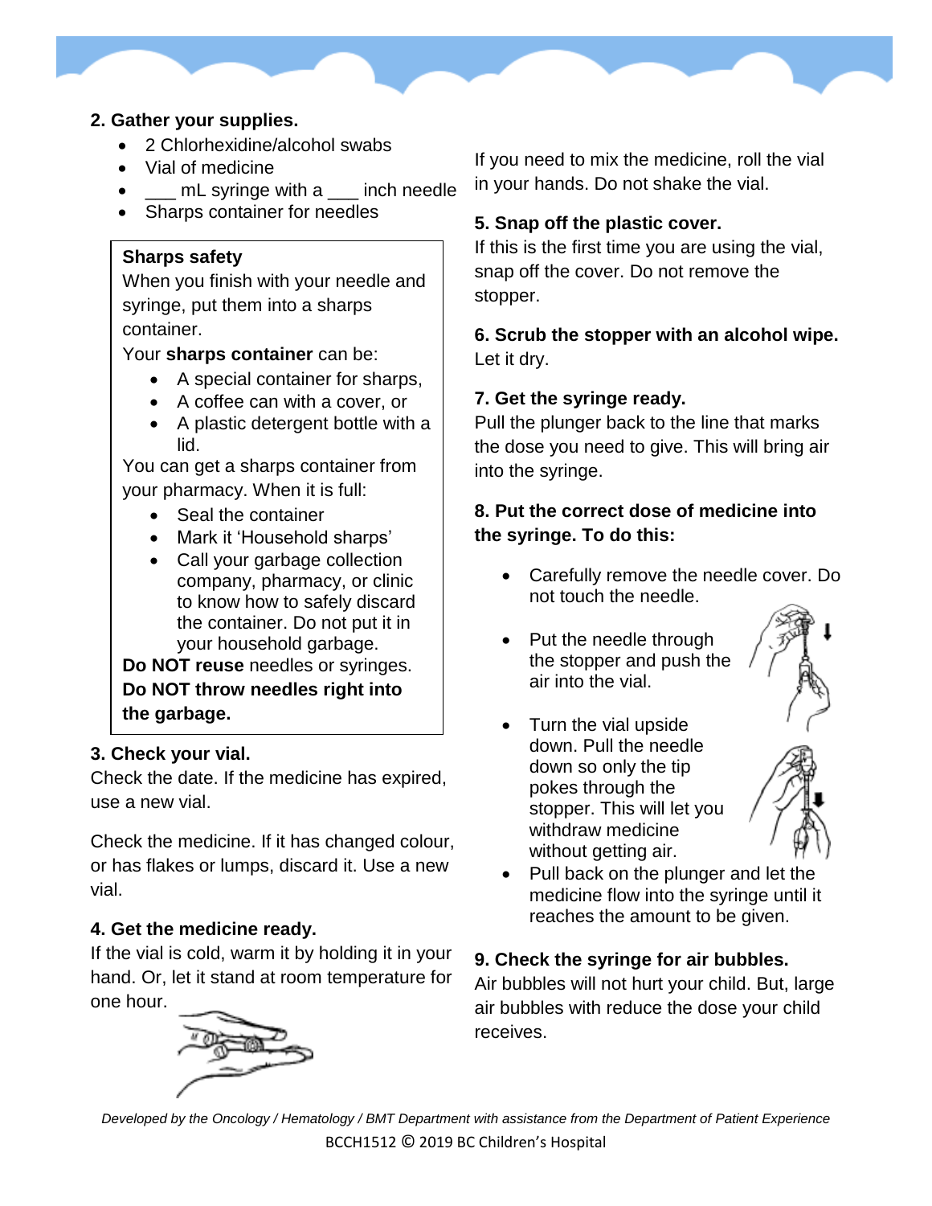**2. Gather your supplies.**

- 2 Chlorhexidine/alcohol swabs
- Vial of medicine
- ___ mL syringe with a ___ inch needle
- Sharps container for needles

**Sharps safety**

When you finish with your needle and syringe, put them into a sharps container.

Your **sharps container** can be:

- A special container for sharps,
- A coffee can with a cover, or
- A plastic detergent bottle with a lid.

You can get a sharps container from your pharmacy. When it is full:

- Seal the container
- Mark it 'Household sharps'
- Call your garbage collection company, pharmacy, or clinic to know how to safely discard the container. Do not put it in your household garbage.

**Do NOT reuse** needles or syringes.

**Do NOT throw needles right into the garbage.**

**3. Check your vial.**

Check the date. If the medicine has expired, use a new vial.

Check the medicine. If it has changed colour, or has flakes or lumps, discard it. Use a new vial.

**4. Get the medicine ready.**

If the vial is cold, warm it by holding it in your hand. Or, let it stand at room temperature for one hour.

If you need to mix the medicine, roll the vial in your hands. Do not shake the vial.

**5. Snap off the plastic cover.**

If this is the first time you are using the vial, snap off the cover. Do not remove the stopper.

**6. Scrub the stopper with an alcohol wipe.**

Let it dry.

**7. Get the syringe ready.**

Pull the plunger back to the line that marks the dose you need to give. This will bring air into the syringe.

**8. Put the correct dose of medicine into the syringe. To do this:**

- Carefully remove the needle cover. Do not touch the needle.
- Put the needle through the stopper and push the air into the vial.
- Turn the vial upside down. Pull the needle down so only the tip pokes through the stopper. This will let you withdraw medicine without getting air.
- Pull back on the plunger and let the medicine flow into the syringe until it reaches the amount to be given.

**9. Check the syringe for air bubbles.**

Air bubbles will not hurt your child. But, large air bubbles with reduce the dose your child receives.

*Developed by the Oncology / Hematology / BMT Department with assistance from the Department of Patient Experience*

BCCH1512 © 2019 BC Children's Hospital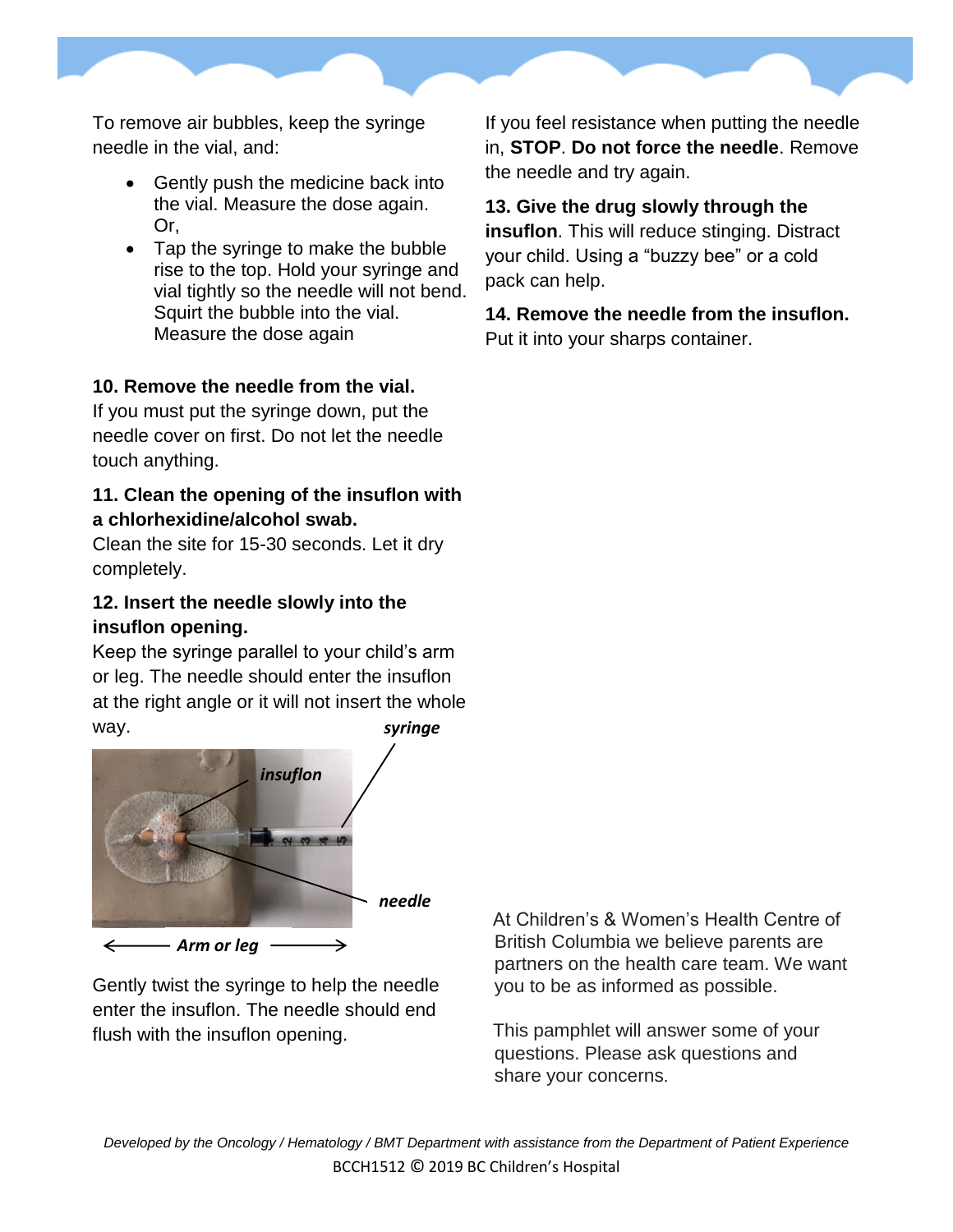To remove air bubbles, keep the syringe needle in the vial, and:

- Gently push the medicine back into the vial. Measure the dose again. Or,
- Tap the syringe to make the bubble rise to the top. Hold your syringe and vial tightly so the needle will not bend. Squirt the bubble into the vial. Measure the dose again

**10. Remove the needle from the vial.**
If you must put the syringe down, put the needle cover on first. Do not let the needle touch anything.

**11. Clean the opening of the insuflon with a chlorhexidine/alcohol swab.**
Clean the site for 15-30 seconds. Let it dry completely.

**12. Insert the needle slowly into the insuflon opening.**
Keep the syringe parallel to your child's arm or leg. The needle should enter the insuflon at the right angle or it will not insert the whole way.

*syringe*

*insuflon*

*needle*

← *Arm or leg* →

Gently twist the syringe to help the needle enter the insuflon. The needle should end flush with the insuflon opening.

If you feel resistance when putting the needle in, **STOP**. **Do not force the needle**. Remove the needle and try again.

**13. Give the drug slowly through the insuflon**. This will reduce stinging. Distract your child. Using a "buzzy bee" or a cold pack can help.

**14. Remove the needle from the insuflon.** Put it into your sharps container.

At Children's & Women's Health Centre of British Columbia we believe parents are partners on the health care team. We want you to be as informed as possible.

This pamphlet will answer some of your questions. Please ask questions and share your concerns.

*Developed by the Oncology / Hematology / BMT Department with assistance from the Department of Patient Experience*

BCCH1512 © 2019 BC Children's Hospital